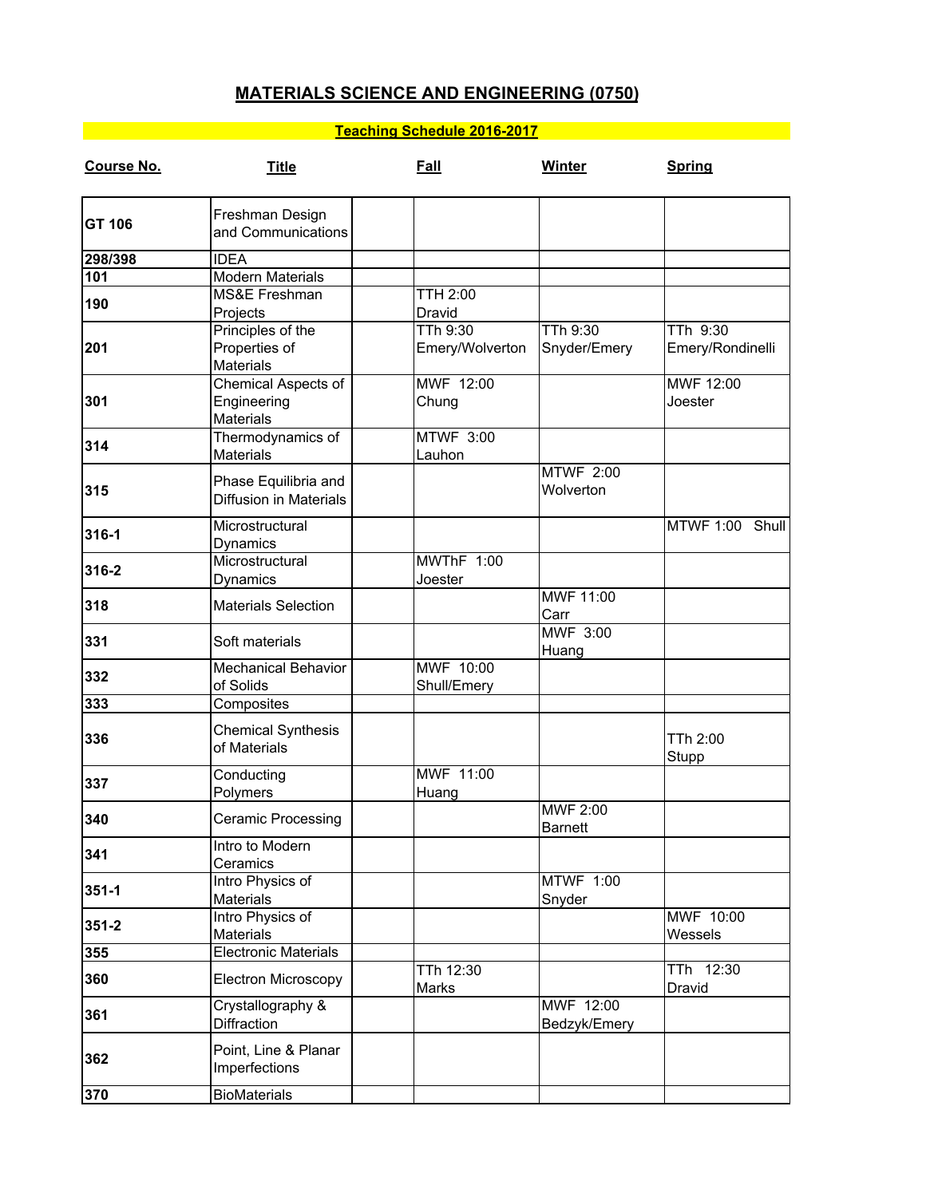# MATERIALS SCIENCE AND ENGINEERING (0750)

## Teaching Schedule 2016-2017

| Course No. | Title | Fall | Winter | Spring |
|---|---|---|---|---|
| **GT 106** | Freshman Design and Communications | | | |
| **298/398** | IDEA | | | |
| **101** | Modern Materials | | | |
| **190** | MS&E Freshman Projects | TTH 2:00 Dravid | | |
| **201** | Principles of the Properties of Materials | TTh 9:30 Emery/Wolverton | TTh 9:30 Snyder/Emery | TTh 9:30 Emery/Rondinelli |
| **301** | Chemical Aspects of Engineering Materials | MWF 12:00 Chung | | MWF 12:00 Joester |
| **314** | Thermodynamics of Materials | MTWF 3:00 Lauhon | | |
| **315** | Phase Equilibria and Diffusion in Materials | | MTWF 2:00 Wolverton | |
| **316-1** | Microstructural Dynamics | | | MTWF 1:00 Shull |
| **316-2** | Microstructural Dynamics | MWThF 1:00 Joester | | |
| **318** | Materials Selection | | MWF 11:00 Carr | |
| **331** | Soft materials | | MWF 3:00 Huang | |
| **332** | Mechanical Behavior of Solids | MWF 10:00 Shull/Emery | | |
| **333** | Composites | | | |
| **336** | Chemical Synthesis of Materials | | | TTh 2:00 Stupp |
| **337** | Conducting Polymers | MWF 11:00 Huang | | |
| **340** | Ceramic Processing | | MWF 2:00 Barnett | |
| **341** | Intro to Modern Ceramics | | | |
| **351-1** | Intro Physics of Materials | | MTWF 1:00 Snyder | |
| **351-2** | Intro Physics of Materials | | | MWF 10:00 Wessels |
| **355** | Electronic Materials | | | |
| **360** | Electron Microscopy | TTh 12:30 Marks | | TTh 12:30 Dravid |
| **361** | Crystallography & Diffraction | | MWF 12:00 Bedzyk/Emery | |
| **362** | Point, Line & Planar Imperfections | | | |
| **370** | BioMaterials | | | |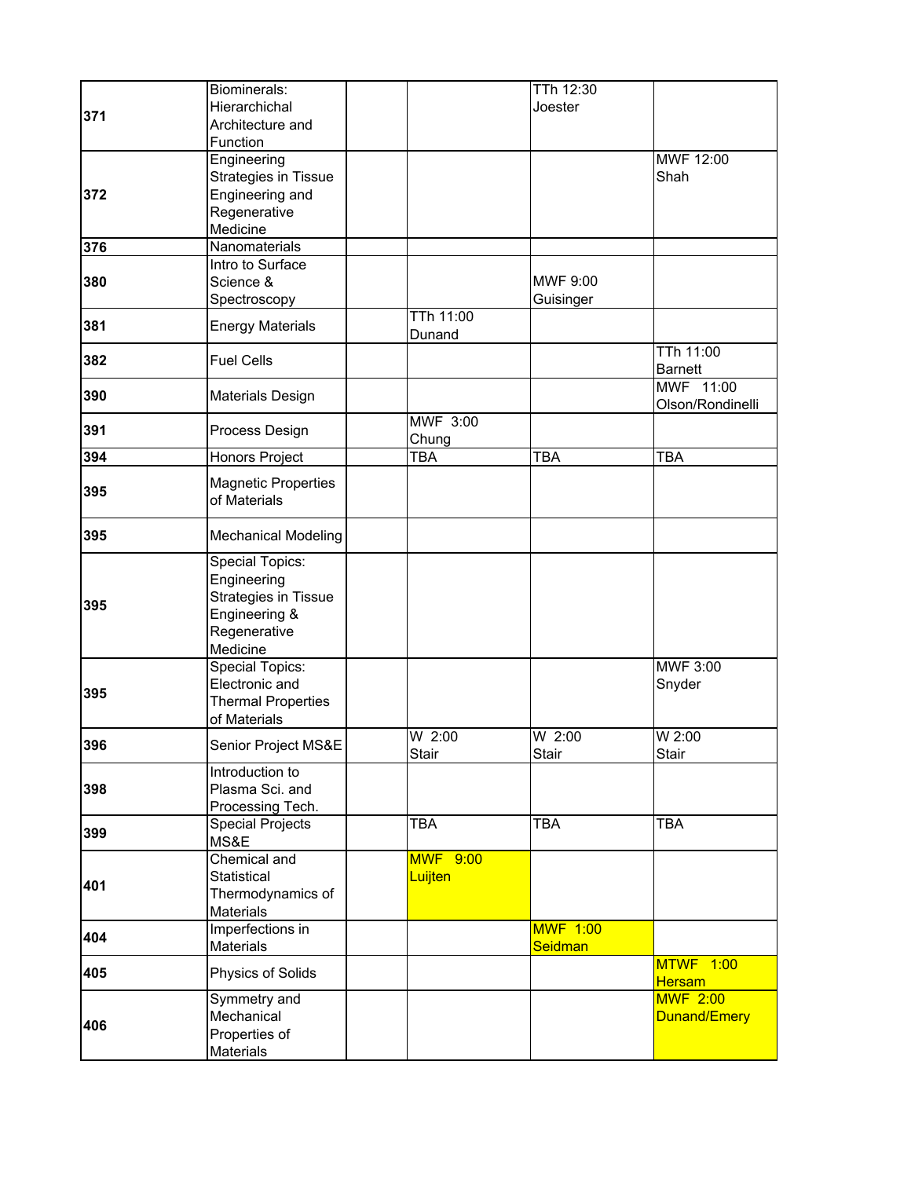| | | | | | |
|---|---|---|---|---|---|
| **371** | Biominerals: Hierarchichal Architecture and Function | | | TTh 12:30 Joester | |
| **372** | Engineering Strategies in Tissue Engineering and Regenerative Medicine | | | | MWF 12:00 Shah |
| **376** | Nanomaterials | | | | |
| **380** | Intro to Surface Science & Spectroscopy | | | MWF 9:00 Guisinger | |
| **381** | Energy Materials | | TTh 11:00 Dunand | | |
| **382** | Fuel Cells | | | | TTh 11:00 Barnett |
| **390** | Materials Design | | | | MWF 11:00 Olson/Rondinelli |
| **391** | Process Design | | MWF 3:00 Chung | | |
| **394** | Honors Project | | TBA | TBA | TBA |
| **395** | Magnetic Properties of Materials | | | | |
| **395** | Mechanical Modeling | | | | |
| **395** | Special Topics: Engineering Strategies in Tissue Engineering & Regenerative Medicine | | | | |
| **395** | Special Topics: Electronic and Thermal Properties of Materials | | | | MWF 3:00 Snyder |
| **396** | Senior Project MS&E | | W 2:00 Stair | W 2:00 Stair | W 2:00 Stair |
| **398** | Introduction to Plasma Sci. and Processing Tech. | | | | |
| **399** | Special Projects MS&E | | TBA | TBA | TBA |
| **401** | Chemical and Statistical Thermodynamics of Materials | | MWF 9:00 Luijten | | |
| **404** | Imperfections in Materials | | | MWF 1:00 Seidman | |
| **405** | Physics of Solids | | | | MTWF 1:00 Hersam |
| **406** | Symmetry and Mechanical Properties of Materials | | | | MWF 2:00 Dunand/Emery |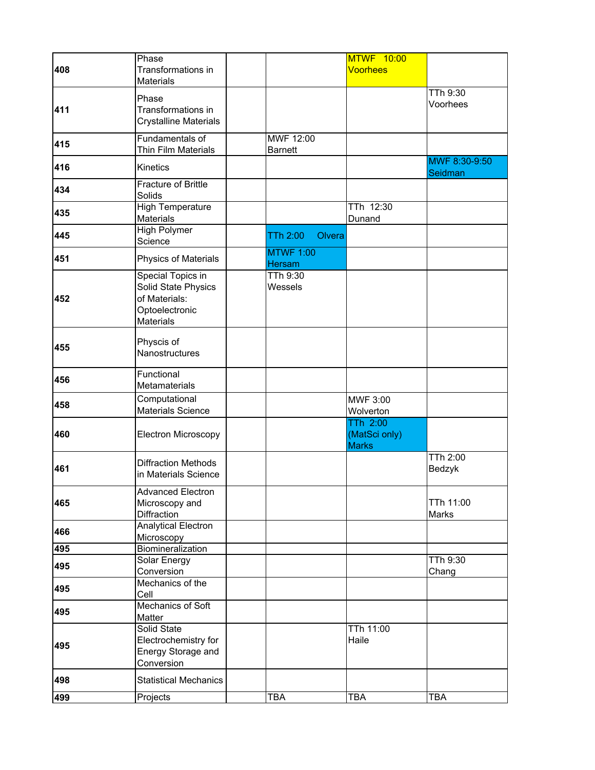| | | | | | |
|---|---|---|---|---|---|
| 408 | Phase Transformations in Materials | | | MTWF 10:00 Voorhees | |
| 411 | Phase Transformations in Crystalline Materials | | | | TTh 9:30 Voorhees |
| 415 | Fundamentals of Thin Film Materials | | MWF 12:00 Barnett | | |
| 416 | Kinetics | | | | MWF 8:30-9:50 Seidman |
| 434 | Fracture of Brittle Solids | | | | |
| 435 | High Temperature Materials | | | TTh 12:30 Dunand | |
| 445 | High Polymer Science | | TTh 2:00 Olvera | | |
| 451 | Physics of Materials | | MTWF 1:00 Hersam | | |
| 452 | Special Topics in Solid State Physics of Materials: Optoelectronic Materials | | TTh 9:30 Wessels | | |
| 455 | Physcis of Nanostructures | | | | |
| 456 | Functional Metamaterials | | | | |
| 458 | Computational Materials Science | | | MWF 3:00 Wolverton | |
| 460 | Electron Microscopy | | | TTh 2:00 (MatSci only) Marks | |
| 461 | Diffraction Methods in Materials Science | | | | TTh 2:00 Bedzyk |
| 465 | Advanced Electron Microscopy and Diffraction | | | | TTh 11:00 Marks |
| 466 | Analytical Electron Microscopy | | | | |
| 495 | Biomineralization | | | | |
| 495 | Solar Energy Conversion | | | | TTh 9:30 Chang |
| 495 | Mechanics of the Cell | | | | |
| 495 | Mechanics of Soft Matter | | | | |
| 495 | Solid State Electrochemistry for Energy Storage and Conversion | | | TTh 11:00 Haile | |
| 498 | Statistical Mechanics | | | | |
| 499 | Projects | | TBA | TBA | TBA |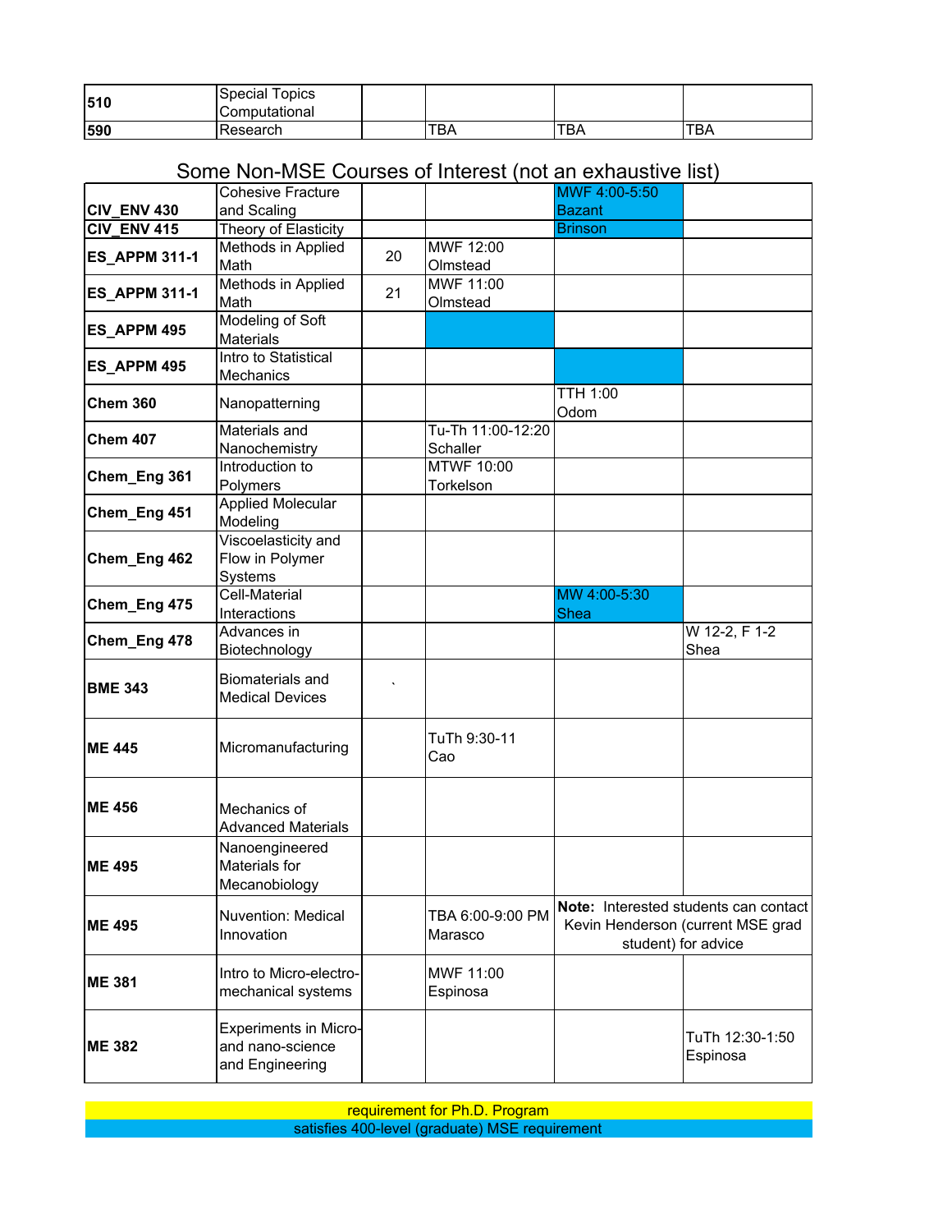| | | | | | |
|---|---|---|---|---|---|
| **510** | Special Topics Computational | | | | |
| **590** | Research | | TBA | TBA | TBA |

## Some Non-MSE Courses of Interest (not an exhaustive list)

| | | | | | |
|---|---|---|---|---|---|
| **CIV_ENV 430** | Cohesive Fracture and Scaling | | | MWF 4:00-5:50 Bazant | |
| **CIV_ENV 415** | Theory of Elasticity | | | Brinson | |
| **ES_APPM 311-1** | Methods in Applied Math | 20 | MWF 12:00 Olmstead | | |
| **ES_APPM 311-1** | Methods in Applied Math | 21 | MWF 11:00 Olmstead | | |
| **ES_APPM 495** | Modeling of Soft Materials | | | | |
| **ES_APPM 495** | Intro to Statistical Mechanics | | | | |
| **Chem 360** | Nanopatterning | | | TTH 1:00 Odom | |
| **Chem 407** | Materials and Nanochemistry | | Tu-Th 11:00-12:20 Schaller | | |
| **Chem_Eng 361** | Introduction to Polymers | | MTWF 10:00 Torkelson | | |
| **Chem_Eng 451** | Applied Molecular Modeling | | | | |
| **Chem_Eng 462** | Viscoelasticity and Flow in Polymer Systems | | | | |
| **Chem_Eng 475** | Cell-Material Interactions | | | MW 4:00-5:30 Shea | |
| **Chem_Eng 478** | Advances in Biotechnology | | | | W 12-2, F 1-2 Shea |
| **BME 343** | Biomaterials and Medical Devices | ` | | | |
| **ME 445** | Micromanufacturing | | TuTh 9:30-11 Cao | | |
| **ME 456** | Mechanics of Advanced Materials | | | | |
| **ME 495** | Nanoengineered Materials for Mecanobiology | | | | |
| **ME 495** | Nuvention: Medical Innovation | | TBA 6:00-9:00 PM Marasco | **Note:** Interested students can contact Kevin Henderson (current MSE grad student) for advice | |
| **ME 381** | Intro to Micro-electro-mechanical systems | | MWF 11:00 Espinosa | | |
| **ME 382** | Experiments in Micro- and nano-science and Engineering | | | | TuTh 12:30-1:50 Espinosa |

requirement for Ph.D. Program

satisfies 400-level (graduate) MSE requirement